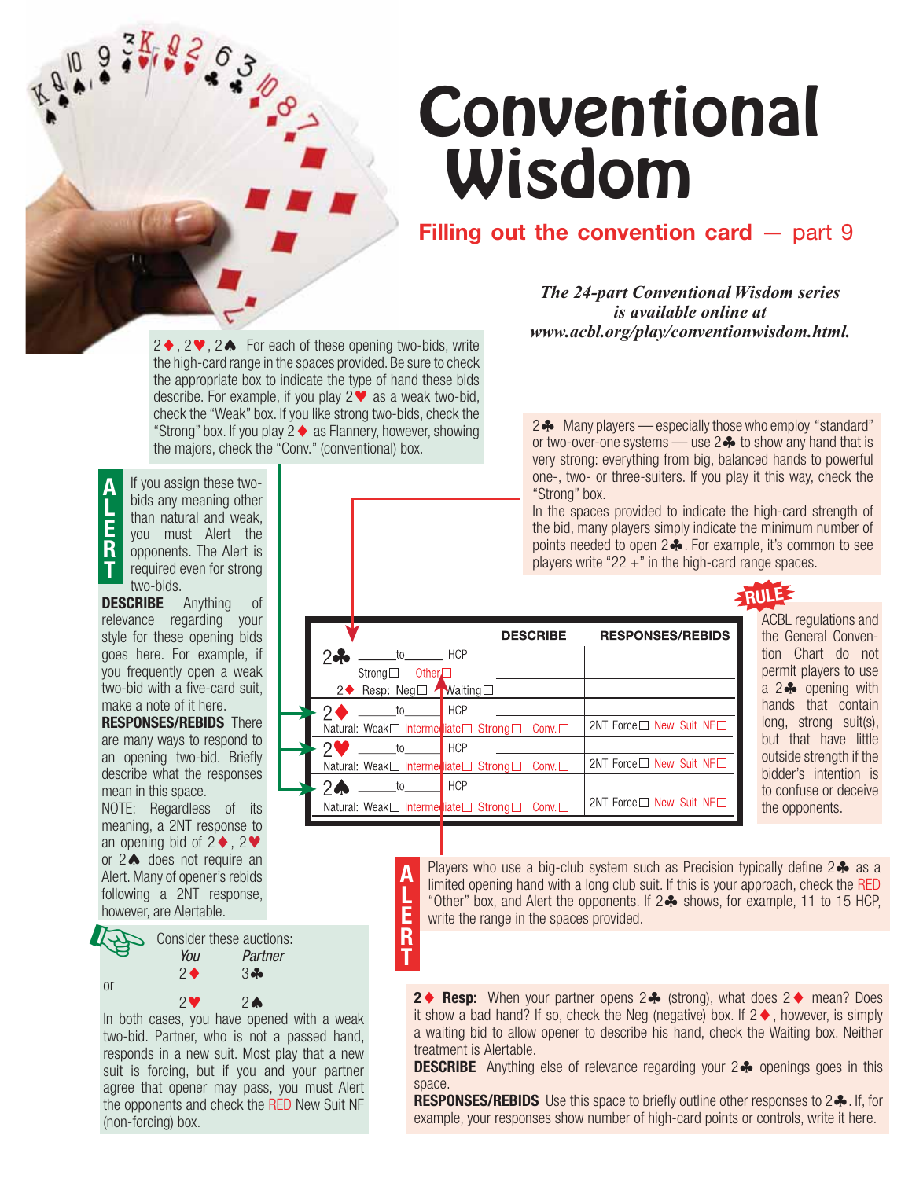# Conventional Wisdom

## Filling out the convention card — part 9

*The 24-part Conventional Wisdom series is available online at www.acbl.org/play/conventionwisdom.html.*

2♦, 2♥, 2♠ For each of these opening two-bids, write the high-card range in the spaces provided. Be sure to check the appropriate box to indicate the type of hand these bids describe. For example, if you play 2♥ as a weak two-bid, check the "Weak" box. If you like strong two-bids, check the "Strong" box. If you play 2♦ as Flannery, however, showing the majors, check the "Conv." (conventional) box.

**ALERT** If you assign these two-bids any meaning other than natural and weak, you must Alert the opponents. The Alert is required even for strong two-bids.

**DESCRIBE** Anything of relevance regarding your style for these opening bids goes here. For example, if you frequently open a weak two-bid with a five-card suit, make a note of it here.

**RESPONSES/REBIDS** There are many ways to respond to an opening two-bid. Briefly describe what the responses mean in this space.

NOTE: Regardless of its meaning, a 2NT response to an opening bid of 2♦, 2♥ or 2♠ does not require an Alert. Many of opener's rebids following a 2NT response, however, are Alertable.

Consider these auctions:

| You | Partner |
|---|---|
| 2♦ | 3♣ |

or

| You | Partner |
|---|---|
| 2♥ | 2♠ |

In both cases, you have opened with a weak two-bid. Partner, who is not a passed hand, responds in a new suit. Most play that a new suit is forcing, but if you and your partner agree that opener may pass, you must Alert the opponents and check the RED New Suit NF (non-forcing) box.

2♣ Many players — especially those who employ "standard" or two-over-one systems — use 2♣ to show any hand that is very strong: everything from big, balanced hands to powerful one-, two- or three-suiters. If you play it this way, check the "Strong" box.

In the spaces provided to indicate the high-card strength of the bid, many players simply indicate the minimum number of points needed to open 2♣. For example, it's common to see players write "22 +" in the high-card range spaces.

**RULE** ACBL regulations and the General Convention Chart do not permit players to use a 2♣ opening with hands that contain long, strong suit(s), but that have little outside strength if the bidder's intention is to confuse or deceive the opponents.

| | DESCRIBE | RESPONSES/REBIDS |
|---|---|---|
| 2♣ \_\_\_\_to\_\_\_\_ HCP<br>Strong☐ Other☐<br>2♦ Resp: Neg☐ Waiting☐ | | |
| 2♦ \_\_\_\_to\_\_\_\_ HCP<br>Natural: Weak☐ Intermediate☐ Strong☐ Conv.☐ | | 2NT Force☐ New Suit NF☐ |
| 2♥ \_\_\_\_to\_\_\_\_ HCP<br>Natural: Weak☐ Intermediate☐ Strong☐ Conv.☐ | | 2NT Force☐ New Suit NF☐ |
| 2♠ \_\_\_\_to\_\_\_\_ HCP<br>Natural: Weak☐ Intermediate☐ Strong☐ Conv.☐ | | 2NT Force☐ New Suit NF☐ |

**ALERT** Players who use a big-club system such as Precision typically define 2♣ as a limited opening hand with a long club suit. If this is your approach, check the RED "Other" box, and Alert the opponents. If 2♣ shows, for example, 11 to 15 HCP, write the range in the spaces provided.

**2♦ Resp:** When your partner opens 2♣ (strong), what does 2♦ mean? Does it show a bad hand? If so, check the Neg (negative) box. If 2♦, however, is simply a waiting bid to allow opener to describe his hand, check the Waiting box. Neither treatment is Alertable.

**DESCRIBE** Anything else of relevance regarding your 2♣ openings goes in this space.

**RESPONSES/REBIDS** Use this space to briefly outline other responses to 2♣. If, for example, your responses show number of high-card points or controls, write it here.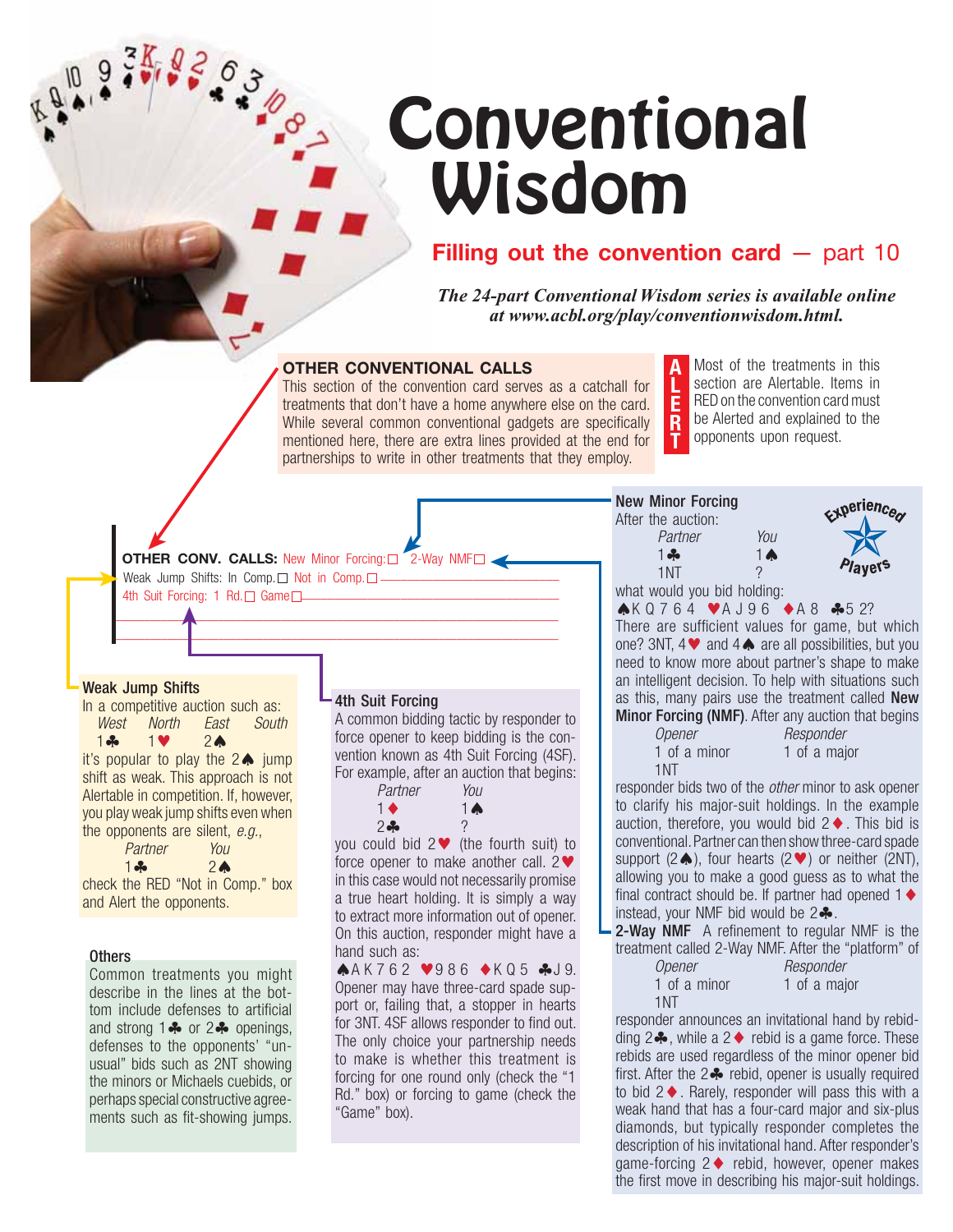# Conventional Wisdom

## Filling out the convention card — part 10

*The 24-part Conventional Wisdom series is available online at www.acbl.org/play/conventionwisdom.html.*

### OTHER CONVENTIONAL CALLS

This section of the convention card serves as a catchall for treatments that don't have a home anywhere else on the card. While several common conventional gadgets are specifically mentioned here, there are extra lines provided at the end for partnerships to write in other treatments that they employ.

**ALERT** Most of the treatments in this section are Alertable. Items in RED on the convention card must be Alerted and explained to the opponents upon request.

**OTHER CONV. CALLS:** New Minor Forcing: ☐ 2-Way NMF ☐
Weak Jump Shifts: In Comp. ☐ Not in Comp. ☐
4th Suit Forcing: 1 Rd. ☐ Game ☐

### Weak Jump Shifts

In a competitive auction such as:

| *West* | *North* | *East* | *South* |
|---|---|---|---|
| 1♣ | 1♥ | 2♠ | |

it's popular to play the 2♠ jump shift as weak. This approach is not Alertable in competition. If, however, you play weak jump shifts even when the opponents are silent, *e.g.*,

| *Partner* | *You* |
|---|---|
| 1♣ | 2♠ |

check the RED "Not in Comp." box and Alert the opponents.

### Others

Common treatments you might describe in the lines at the bottom include defenses to artificial and strong 1♣ or 2♣ openings, defenses to the opponents' "unusual" bids such as 2NT showing the minors or Michaels cuebids, or perhaps special constructive agreements such as fit-showing jumps.

### 4th Suit Forcing

A common bidding tactic by responder to force opener to keep bidding is the convention known as 4th Suit Forcing (4SF). For example, after an auction that begins:

| *Partner* | *You* |
|---|---|
| 1♦ | 1♠ |
| 2♣ | ? |

you could bid 2♥ (the fourth suit) to force opener to make another call. 2♥ in this case would not necessarily promise a true heart holding. It is simply a way to extract more information out of opener. On this auction, responder might have a hand such as:

♠A K 7 6 2 ♥9 8 6 ♦K Q 5 ♣J 9.

Opener may have three-card spade support or, failing that, a stopper in hearts for 3NT. 4SF allows responder to find out. The only choice your partnership needs to make is whether this treatment is forcing for one round only (check the "1 Rd." box) or forcing to game (check the "Game" box).

### New Minor Forcing

*Experienced Players*

After the auction:

| *Partner* | *You* |
|---|---|
| 1♣ | 1♠ |
| 1NT | ? |

what would you bid holding:

♠K Q 7 6 4 ♥A J 9 6 ♦A 8 ♣5 2?

There are sufficient values for game, but which one? 3NT, 4♥ and 4♠ are all possibilities, but you need to know more about partner's shape to make an intelligent decision. To help with situations such as this, many pairs use the treatment called **New Minor Forcing (NMF)**. After any auction that begins

| *Opener* | *Responder* |
|---|---|
| 1 of a minor | 1 of a major |
| 1NT | |

responder bids two of the *other* minor to ask opener to clarify his major-suit holdings. In the example auction, therefore, you would bid 2♦. This bid is conventional. Partner can then show three-card spade support (2♠), four hearts (2♥) or neither (2NT), allowing you to make a good guess as to what the final contract should be. If partner had opened 1♦ instead, your NMF bid would be 2♣.

**2-Way NMF** A refinement to regular NMF is the treatment called 2-Way NMF. After the "platform" of

| *Opener* | *Responder* |
|---|---|
| 1 of a minor | 1 of a major |
| 1NT | |

responder announces an invitational hand by rebidding 2♣, while a 2♦ rebid is a game force. These rebids are used regardless of the minor opener bid first. After the 2♣ rebid, opener is usually required to bid 2♦. Rarely, responder will pass this with a weak hand that has a four-card major and six-plus diamonds, but typically responder completes the description of his invitational hand. After responder's game-forcing 2♦ rebid, however, opener makes the first move in describing his major-suit holdings.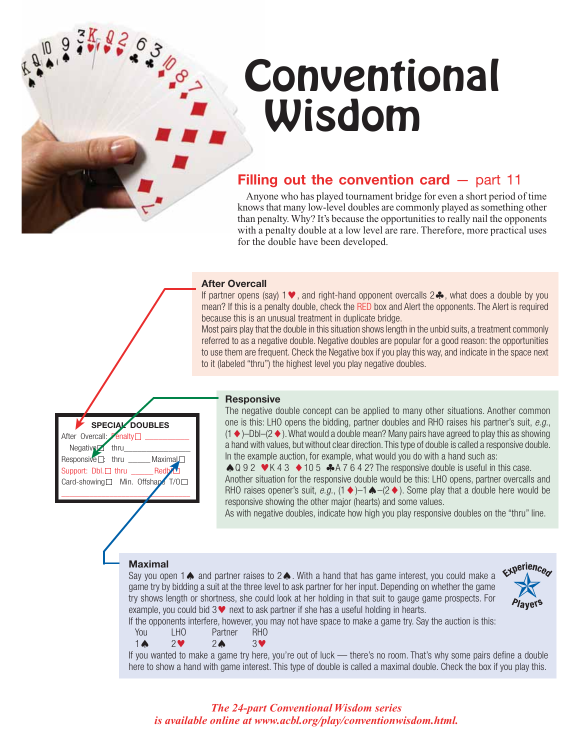# Conventional Wisdom

## Filling out the convention card — part 11

Anyone who has played tournament bridge for even a short period of time knows that many low-level doubles are commonly played as something other than penalty. Why? It's because the opportunities to really nail the opponents with a penalty double at a low level are rare. Therefore, more practical uses for the double have been developed.

### After Overcall

If partner opens (say) 1♥, and right-hand opponent overcalls 2♣, what does a double by you mean? If this is a penalty double, check the RED box and Alert the opponents. The Alert is required because this is an unusual treatment in duplicate bridge.

Most pairs play that the double in this situation shows length in the unbid suits, a treatment commonly referred to as a negative double. Negative doubles are popular for a good reason: the opportunities to use them are frequent. Check the Negative box if you play this way, and indicate in the space next to it (labeled "thru") the highest level you play negative doubles.

**SPECIAL DOUBLES**

After Overcall: Penalty☐ ___________

Negative☐ thru___________

Responsive☐: thru ______ Maximal☐

Support: Dbl.☐ thru ______ Redbl☐

Card-showing☐ Min. Offshape T/O☐

### Responsive

The negative double concept can be applied to many other situations. Another common one is this: LHO opens the bidding, partner doubles and RHO raises his partner's suit, *e.g.*, (1♦)–Dbl–(2♦). What would a double mean? Many pairs have agreed to play this as showing a hand with values, but without clear direction. This type of double is called a responsive double. In the example auction, for example, what would you do with a hand such as:

♠Q 9 2 ♥K 4 3 ♦10 5 ♣A 7 6 4 2? The responsive double is useful in this case.

Another situation for the responsive double would be this: LHO opens, partner overcalls and RHO raises opener's suit, *e.g.*, (1♦)–1♠–(2♦). Some play that a double here would be responsive showing the other major (hearts) and some values.

As with negative doubles, indicate how high you play responsive doubles on the "thru" line.

### Maximal

Experienced Players

Say you open 1♠ and partner raises to 2♠. With a hand that has game interest, you could make a game try by bidding a suit at the three level to ask partner for her input. Depending on whether the game try shows length or shortness, she could look at her holding in that suit to gauge game prospects. For example, you could bid 3♥ next to ask partner if she has a useful holding in hearts.

If the opponents interfere, however, you may not have space to make a game try. Say the auction is this:

| You | LHO | Partner | RHO |
|---|---|---|---|
| 1♠ | 2♥ | 2♠ | 3♥ |

If you wanted to make a game try here, you're out of luck — there's no room. That's why some pairs define a double here to show a hand with game interest. This type of double is called a maximal double. Check the box if you play this.

***The 24-part Conventional Wisdom series is available online at www.acbl.org/play/conventionwisdom.html.***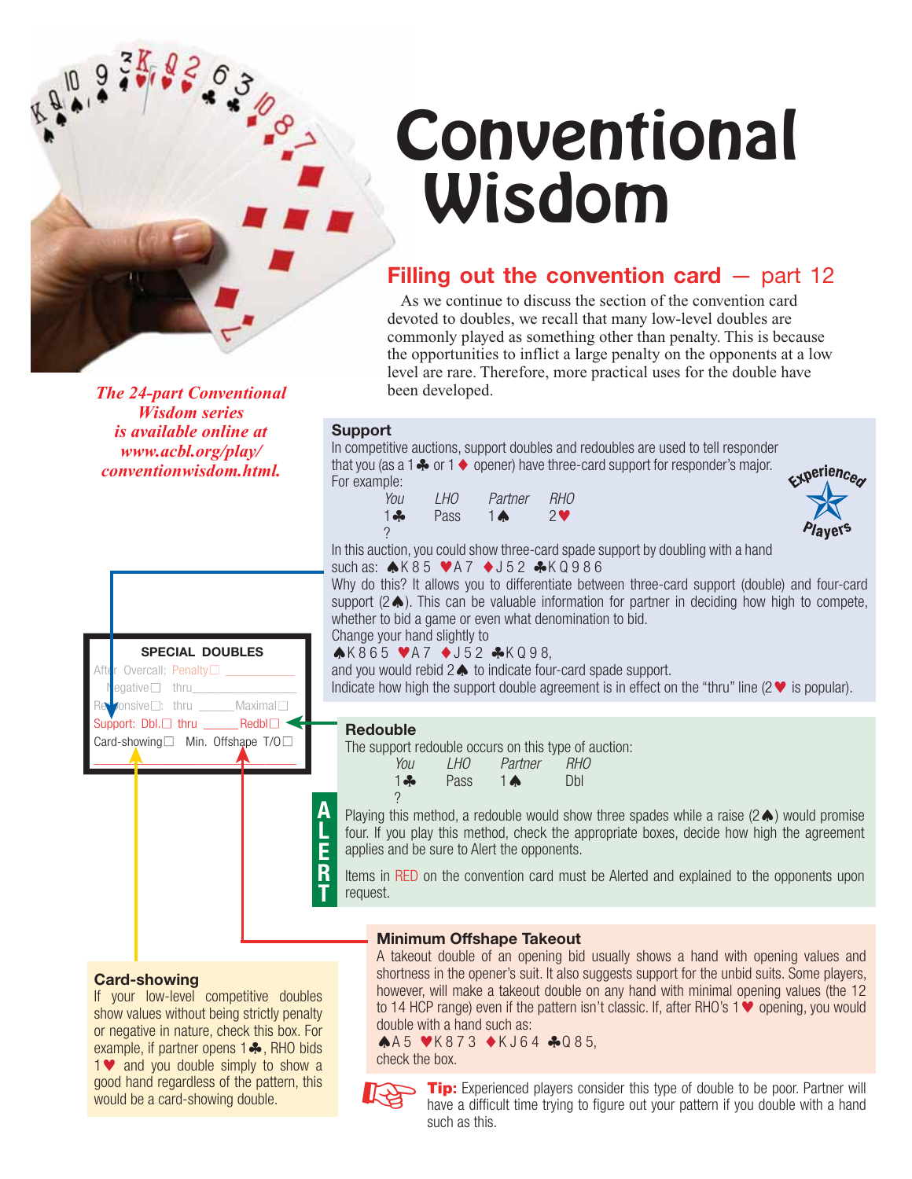# Conventional Wisdom

## Filling out the convention card — part 12

As we continue to discuss the section of the convention card devoted to doubles, we recall that many low-level doubles are commonly played as something other than penalty. This is because the opportunities to inflict a large penalty on the opponents at a low level are rare. Therefore, more practical uses for the double have been developed.

*The 24-part Conventional Wisdom series is available online at www.acbl.org/play/conventionwisdom.html.*

### Support

Experienced Players

In competitive auctions, support doubles and redoubles are used to tell responder that you (as a 1♣ or 1♦ opener) have three-card support for responder's major. For example:

| You | LHO | Partner | RHO |
|---|---|---|---|
| 1♣ | Pass | 1♠ | 2♥ |
| ? | | | |

In this auction, you could show three-card spade support by doubling with a hand such as: ♠K 8 5 ♥A 7 ♦J 5 2 ♣K Q 9 8 6

Why do this? It allows you to differentiate between three-card support (double) and four-card support (2♠). This can be valuable information for partner in deciding how high to compete, whether to bid a game or even what denomination to bid.

Change your hand slightly to

♠K 8 6 5 ♥A 7 ♦J 5 2 ♣K Q 9 8,

and you would rebid 2♠ to indicate four-card spade support.

Indicate how high the support double agreement is in effect on the "thru" line (2♥ is popular).

**SPECIAL DOUBLES**

After Overcall: Penalty☐ ___________
Negative☐ thru___________
Responsive☐: thru ______ Maximal☐
Support: Dbl.☐ thru ______ Redbl☐
Card-showing☐ Min. Offshape T/O☐

### Redouble

The support redouble occurs on this type of auction:

| You | LHO | Partner | RHO |
|---|---|---|---|
| 1♣ | Pass | 1♠ | Dbl |
| ? | | | |

**ALERT**

Playing this method, a redouble would show three spades while a raise (2♠) would promise four. If you play this method, check the appropriate boxes, decide how high the agreement applies and be sure to Alert the opponents.

Items in RED on the convention card must be Alerted and explained to the opponents upon request.

### Card-showing

If your low-level competitive doubles show values without being strictly penalty or negative in nature, check this box. For example, if partner opens 1♣, RHO bids 1♥ and you double simply to show a good hand regardless of the pattern, this would be a card-showing double.

### Minimum Offshape Takeout

A takeout double of an opening bid usually shows a hand with opening values and shortness in the opener's suit. It also suggests support for the unbid suits. Some players, however, will make a takeout double on any hand with minimal opening values (the 12 to 14 HCP range) even if the pattern isn't classic. If, after RHO's 1♥ opening, you would double with a hand such as:

♠A 5 ♥K 8 7 3 ♦K J 6 4 ♣Q 8 5,

check the box.

**Tip:** Experienced players consider this type of double to be poor. Partner will have a difficult time trying to figure out your pattern if you double with a hand such as this.